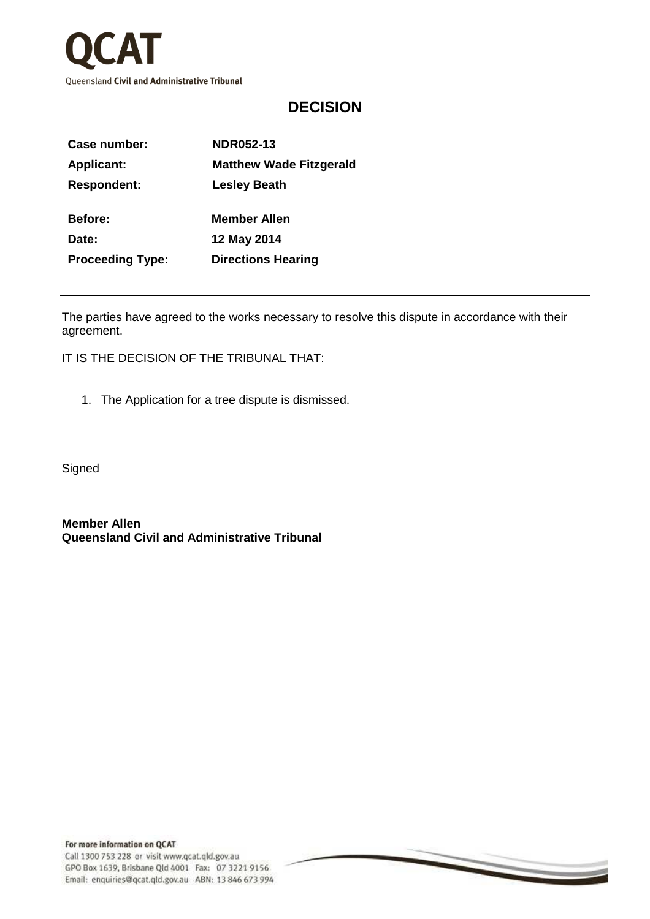QCAT

Queensland Civil and Administrative Tribunal

# DECISION

| | |
|---|---|
| **Case number:** | **NDR052-13** |
| **Applicant:** | **Matthew Wade Fitzgerald** |
| **Respondent:** | **Lesley Beath** |
| **Before:** | **Member Allen** |
| **Date:** | **12 May 2014** |
| **Proceeding Type:** | **Directions Hearing** |

---

The parties have agreed to the works necessary to resolve this dispute in accordance with their agreement.

IT IS THE DECISION OF THE TRIBUNAL THAT:

1. The Application for a tree dispute is dismissed.

Signed

**Member Allen**
**Queensland Civil and Administrative Tribunal**

**For more information on QCAT**
Call 1300 753 228 or visit www.qcat.qld.gov.au
GPO Box 1639, Brisbane Qld 4001 Fax: 07 3221 9156
Email: enquiries@qcat.qld.gov.au ABN: 13 846 673 994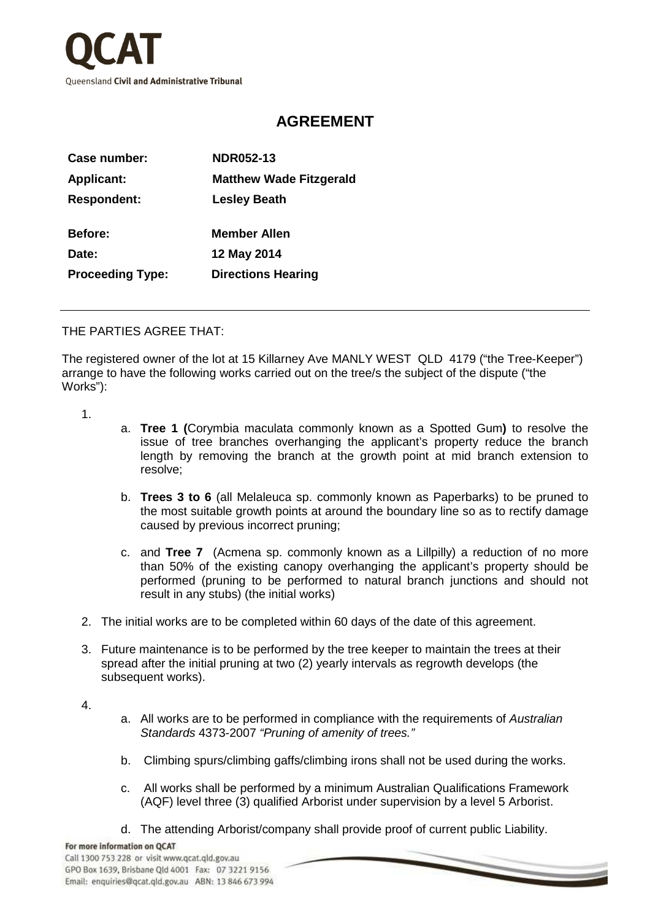![QCAT Queensland Civil and Administrative Tribunal]

# AGREEMENT

| | |
|---|---|
| **Case number:** | **NDR052-13** |
| **Applicant:** | **Matthew Wade Fitzgerald** |
| **Respondent:** | **Lesley Beath** |
| **Before:** | **Member Allen** |
| **Date:** | **12 May 2014** |
| **Proceeding Type:** | **Directions Hearing** |

---

THE PARTIES AGREE THAT:

The registered owner of the lot at 15 Killarney Ave MANLY WEST QLD 4179 ("the Tree-Keeper") arrange to have the following works carried out on the tree/s the subject of the dispute ("the Works"):

1.
   a. **Tree 1 (**Corymbia maculata commonly known as a Spotted Gum**)** to resolve the issue of tree branches overhanging the applicant's property reduce the branch length by removing the branch at the growth point at mid branch extension to resolve;

   b. **Trees 3 to 6** (all Melaleuca sp. commonly known as Paperbarks) to be pruned to the most suitable growth points at around the boundary line so as to rectify damage caused by previous incorrect pruning;

   c. and **Tree 7** (Acmena sp. commonly known as a Lillpilly) a reduction of no more than 50% of the existing canopy overhanging the applicant's property should be performed (pruning to be performed to natural branch junctions and should not result in any stubs) (the initial works)

2. The initial works are to be completed within 60 days of the date of this agreement.

3. Future maintenance is to be performed by the tree keeper to maintain the trees at their spread after the initial pruning at two (2) yearly intervals as regrowth develops (the subsequent works).

4.
   a. All works are to be performed in compliance with the requirements of *Australian Standards* 4373-2007 *"Pruning of amenity of trees."*

   b. Climbing spurs/climbing gaffs/climbing irons shall not be used during the works.

   c. All works shall be performed by a minimum Australian Qualifications Framework (AQF) level three (3) qualified Arborist under supervision by a level 5 Arborist.

   d. The attending Arborist/company shall provide proof of current public Liability.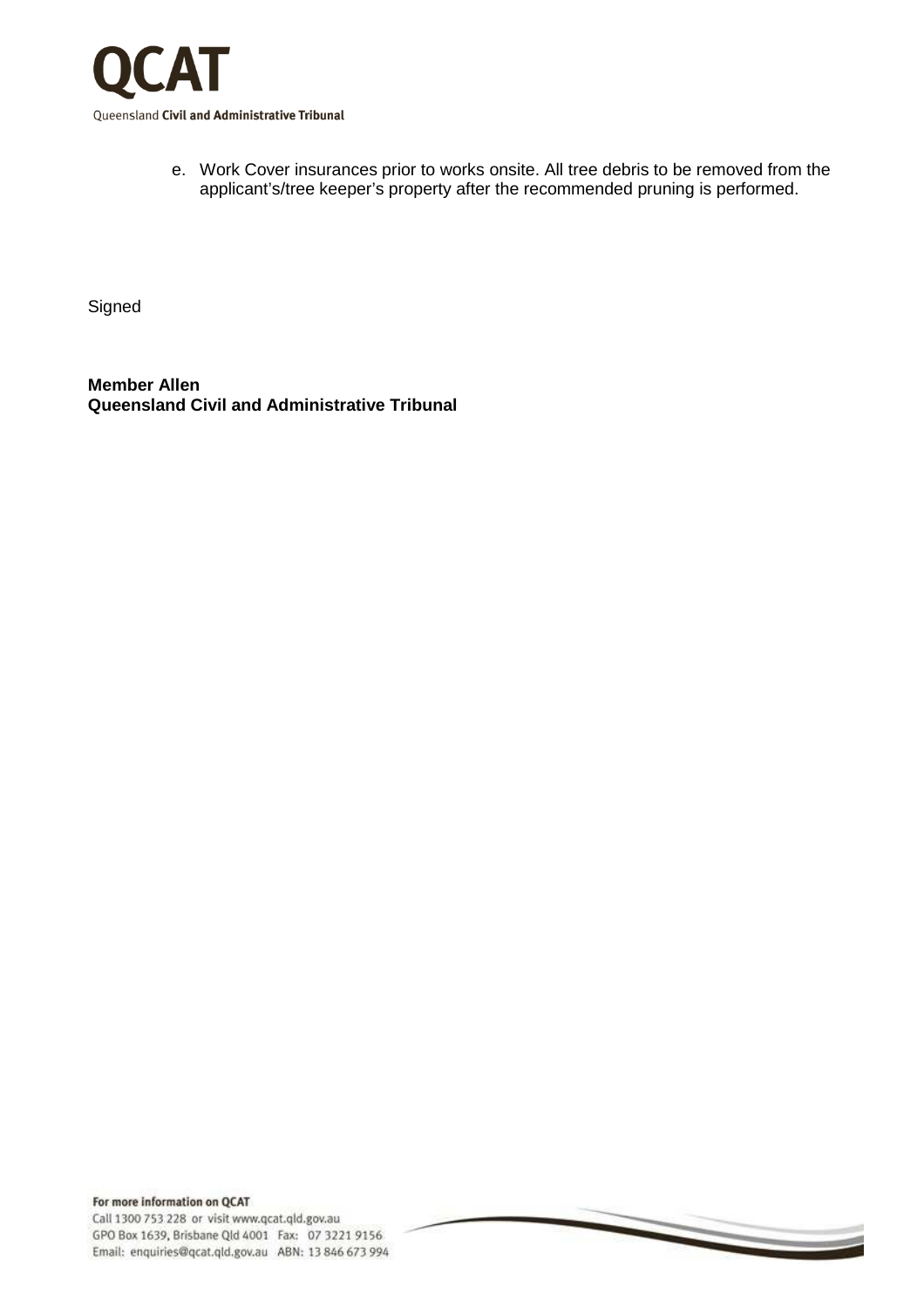e. Work Cover insurances prior to works onsite. All tree debris to be removed from the applicant's/tree keeper's property after the recommended pruning is performed.

Signed

**Member Allen**
**Queensland Civil and Administrative Tribunal**